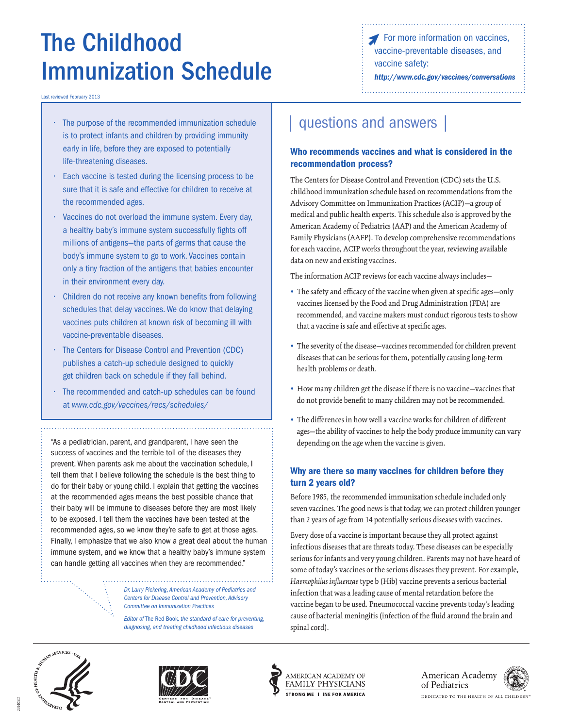# The Childhood Immunization Schedule

Last reviewed February 2013

For more information on vaccines, vaccine-preventable diseases, and vaccine safety:
***http://www.cdc.gov/vaccines/conversations***

- The purpose of the recommended immunization schedule is to protect infants and children by providing immunity early in life, before they are exposed to potentially life-threatening diseases.
- Each vaccine is tested during the licensing process to be sure that it is safe and effective for children to receive at the recommended ages.
- Vaccines do not overload the immune system. Every day, a healthy baby's immune system successfully fights off millions of antigens—the parts of germs that cause the body's immune system to go to work. Vaccines contain only a tiny fraction of the antigens that babies encounter in their environment every day.
- Children do not receive any known benefits from following schedules that delay vaccines. We do know that delaying vaccines puts children at known risk of becoming ill with vaccine-preventable diseases.
- The Centers for Disease Control and Prevention (CDC) publishes a catch-up schedule designed to quickly get children back on schedule if they fall behind.
- The recommended and catch-up schedules can be found at *www.cdc.gov/vaccines/recs/schedules/*

"As a pediatrician, parent, and grandparent, I have seen the success of vaccines and the terrible toll of the diseases they prevent. When parents ask me about the vaccination schedule, I tell them that I believe following the schedule is the best thing to do for their baby or young child. I explain that getting the vaccines at the recommended ages means the best possible chance that their baby will be immune to diseases before they are most likely to be exposed. I tell them the vaccines have been tested at the recommended ages, so we know they're safe to get at those ages. Finally, I emphasize that we also know a great deal about the human immune system, and we know that a healthy baby's immune system can handle getting all vaccines when they are recommended."

*Dr. Larry Pickering, American Academy of Pediatrics and Centers for Disease Control and Prevention, Advisory Committee on Immunization Practices*

*Editor of* The Red Book, *the standard of care for preventing, diagnosing, and treating childhood infectious diseases*

## questions and answers

### Who recommends vaccines and what is considered in the recommendation process?

The Centers for Disease Control and Prevention (CDC) sets the U.S. childhood immunization schedule based on recommendations from the Advisory Committee on Immunization Practices (ACIP)—a group of medical and public health experts. This schedule also is approved by the American Academy of Pediatrics (AAP) and the American Academy of Family Physicians (AAFP). To develop comprehensive recommendations for each vaccine, ACIP works throughout the year, reviewing available data on new and existing vaccines.

The information ACIP reviews for each vaccine always includes—

- The safety and efficacy of the vaccine when given at specific ages—only vaccines licensed by the Food and Drug Administration (FDA) are recommended, and vaccine makers must conduct rigorous tests to show that a vaccine is safe and effective at specific ages.
- The severity of the disease—vaccines recommended for children prevent diseases that can be serious for them, potentially causing long-term health problems or death.
- How many children get the disease if there is no vaccine—vaccines that do not provide benefit to many children may not be recommended.
- The differences in how well a vaccine works for children of different ages—the ability of vaccines to help the body produce immunity can vary depending on the age when the vaccine is given.

### Why are there so many vaccines for children before they turn 2 years old?

Before 1985, the recommended immunization schedule included only seven vaccines. The good news is that today, we can protect children younger than 2 years of age from 14 potentially serious diseases with vaccines.

Every dose of a vaccine is important because they all protect against infectious diseases that are threats today. These diseases can be especially serious for infants and very young children. Parents may not have heard of some of today's vaccines or the serious diseases they prevent. For example, *Haemophilus influenzae* type b (Hib) vaccine prevents a serious bacterial infection that was a leading cause of mental retardation before the vaccine began to be used. Pneumococcal vaccine prevents today's leading cause of bacterial meningitis (infection of the fluid around the brain and spinal cord).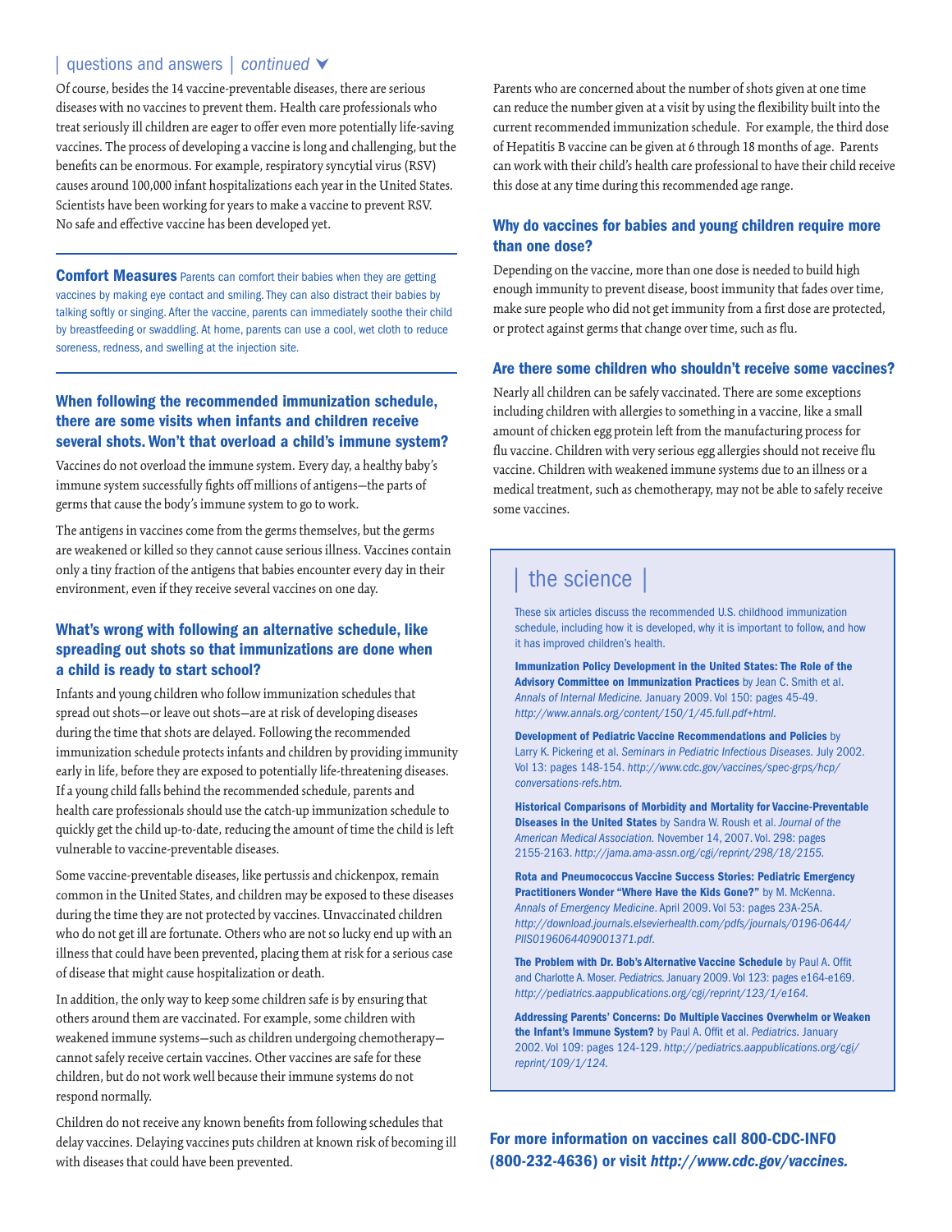## questions and answers | *continued*

Of course, besides the 14 vaccine-preventable diseases, there are serious diseases with no vaccines to prevent them. Health care professionals who treat seriously ill children are eager to offer even more potentially life-saving vaccines. The process of developing a vaccine is long and challenging, but the benefits can be enormous. For example, respiratory syncytial virus (RSV) causes around 100,000 infant hospitalizations each year in the United States. Scientists have been working for years to make a vaccine to prevent RSV. No safe and effective vaccine has been developed yet.

**Comfort Measures** Parents can comfort their babies when they are getting vaccines by making eye contact and smiling. They can also distract their babies by talking softly or singing. After the vaccine, parents can immediately soothe their child by breastfeeding or swaddling. At home, parents can use a cool, wet cloth to reduce soreness, redness, and swelling at the injection site.

### When following the recommended immunization schedule, there are some visits when infants and children receive several shots. Won't that overload a child's immune system?

Vaccines do not overload the immune system. Every day, a healthy baby's immune system successfully fights off millions of antigens—the parts of germs that cause the body's immune system to go to work.

The antigens in vaccines come from the germs themselves, but the germs are weakened or killed so they cannot cause serious illness. Vaccines contain only a tiny fraction of the antigens that babies encounter every day in their environment, even if they receive several vaccines on one day.

### What's wrong with following an alternative schedule, like spreading out shots so that immunizations are done when a child is ready to start school?

Infants and young children who follow immunization schedules that spread out shots—or leave out shots—are at risk of developing diseases during the time that shots are delayed. Following the recommended immunization schedule protects infants and children by providing immunity early in life, before they are exposed to potentially life-threatening diseases. If a young child falls behind the recommended schedule, parents and health care professionals should use the catch-up immunization schedule to quickly get the child up-to-date, reducing the amount of time the child is left vulnerable to vaccine-preventable diseases.

Some vaccine-preventable diseases, like pertussis and chickenpox, remain common in the United States, and children may be exposed to these diseases during the time they are not protected by vaccines. Unvaccinated children who do not get ill are fortunate. Others who are not so lucky end up with an illness that could have been prevented, placing them at risk for a serious case of disease that might cause hospitalization or death.

In addition, the only way to keep some children safe is by ensuring that others around them are vaccinated. For example, some children with weakened immune systems—such as children undergoing chemotherapy—cannot safely receive certain vaccines. Other vaccines are safe for these children, but do not work well because their immune systems do not respond normally.

Children do not receive any known benefits from following schedules that delay vaccines. Delaying vaccines puts children at known risk of becoming ill with diseases that could have been prevented.

Parents who are concerned about the number of shots given at one time can reduce the number given at a visit by using the flexibility built into the current recommended immunization schedule. For example, the third dose of Hepatitis B vaccine can be given at 6 through 18 months of age. Parents can work with their child's health care professional to have their child receive this dose at any time during this recommended age range.

### Why do vaccines for babies and young children require more than one dose?

Depending on the vaccine, more than one dose is needed to build high enough immunity to prevent disease, boost immunity that fades over time, make sure people who did not get immunity from a first dose are protected, or protect against germs that change over time, such as flu.

### Are there some children who shouldn't receive some vaccines?

Nearly all children can be safely vaccinated. There are some exceptions including children with allergies to something in a vaccine, like a small amount of chicken egg protein left from the manufacturing process for flu vaccine. Children with very serious egg allergies should not receive flu vaccine. Children with weakened immune systems due to an illness or a medical treatment, such as chemotherapy, may not be able to safely receive some vaccines.

## the science

These six articles discuss the recommended U.S. childhood immunization schedule, including how it is developed, why it is important to follow, and how it has improved children's health.

**Immunization Policy Development in the United States: The Role of the Advisory Committee on Immunization Practices** by Jean C. Smith et al. *Annals of Internal Medicine.* January 2009. Vol 150: pages 45-49. *http://www.annals.org/content/150/1/45.full.pdf+html.*

**Development of Pediatric Vaccine Recommendations and Policies** by Larry K. Pickering et al. *Seminars in Pediatric Infectious Diseases.* July 2002. Vol 13: pages 148-154. *http://www.cdc.gov/vaccines/spec-grps/hcp/conversations-refs.htm.*

**Historical Comparisons of Morbidity and Mortality for Vaccine-Preventable Diseases in the United States** by Sandra W. Roush et al. *Journal of the American Medical Association.* November 14, 2007. Vol. 298: pages 2155-2163. *http://jama.ama-assn.org/cgi/reprint/298/18/2155.*

**Rota and Pneumococcus Vaccine Success Stories: Pediatric Emergency Practitioners Wonder "Where Have the Kids Gone?"** by M. McKenna. *Annals of Emergency Medicine.* April 2009. Vol 53: pages 23A-25A. *http://download.journals.elsevierhealth.com/pdfs/journals/0196-0644/PIIS0196064409001371.pdf.*

**The Problem with Dr. Bob's Alternative Vaccine Schedule** by Paul A. Offit and Charlotte A. Moser. *Pediatrics.* January 2009. Vol 123: pages e164-e169. *http://pediatrics.aappublications.org/cgi/reprint/123/1/e164.*

**Addressing Parents' Concerns: Do Multiple Vaccines Overwhelm or Weaken the Infant's Immune System?** by Paul A. Offit et al. *Pediatrics.* January 2002. Vol 109: pages 124-129. *http://pediatrics.aappublications.org/cgi/reprint/109/1/124.*

**For more information on vaccines call 800-CDC-INFO (800-232-4636) or visit *http://www.cdc.gov/vaccines.***